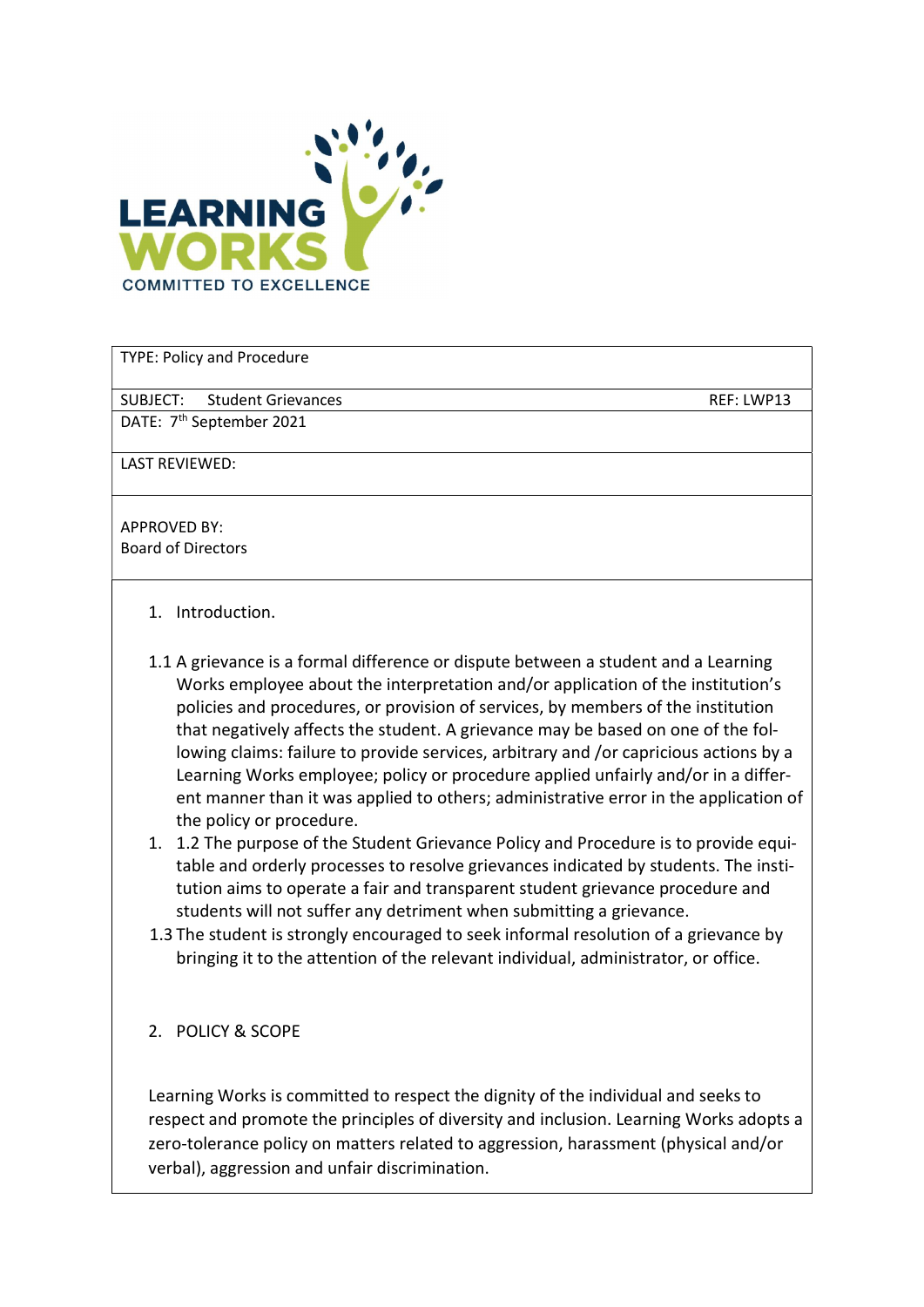LEARNING WORKS
COMMITTED TO EXCELLENCE

| TYPE: Policy and Procedure | |
|---|---|
| SUBJECT: Student Grievances | REF: LWP13 |
| DATE: 7th September 2021 | |
| LAST REVIEWED: | |
| APPROVED BY:<br>Board of Directors | |

1. Introduction.

1.1 A grievance is a formal difference or dispute between a student and a Learning Works employee about the interpretation and/or application of the institution's policies and procedures, or provision of services, by members of the institution that negatively affects the student. A grievance may be based on one of the following claims: failure to provide services, arbitrary and /or capricious actions by a Learning Works employee; policy or procedure applied unfairly and/or in a different manner than it was applied to others; administrative error in the application of the policy or procedure.

1.2 The purpose of the Student Grievance Policy and Procedure is to provide equitable and orderly processes to resolve grievances indicated by students. The institution aims to operate a fair and transparent student grievance procedure and students will not suffer any detriment when submitting a grievance.

1.3 The student is strongly encouraged to seek informal resolution of a grievance by bringing it to the attention of the relevant individual, administrator, or office.

2. POLICY & SCOPE

Learning Works is committed to respect the dignity of the individual and seeks to respect and promote the principles of diversity and inclusion. Learning Works adopts a zero-tolerance policy on matters related to aggression, harassment (physical and/or verbal), aggression and unfair discrimination.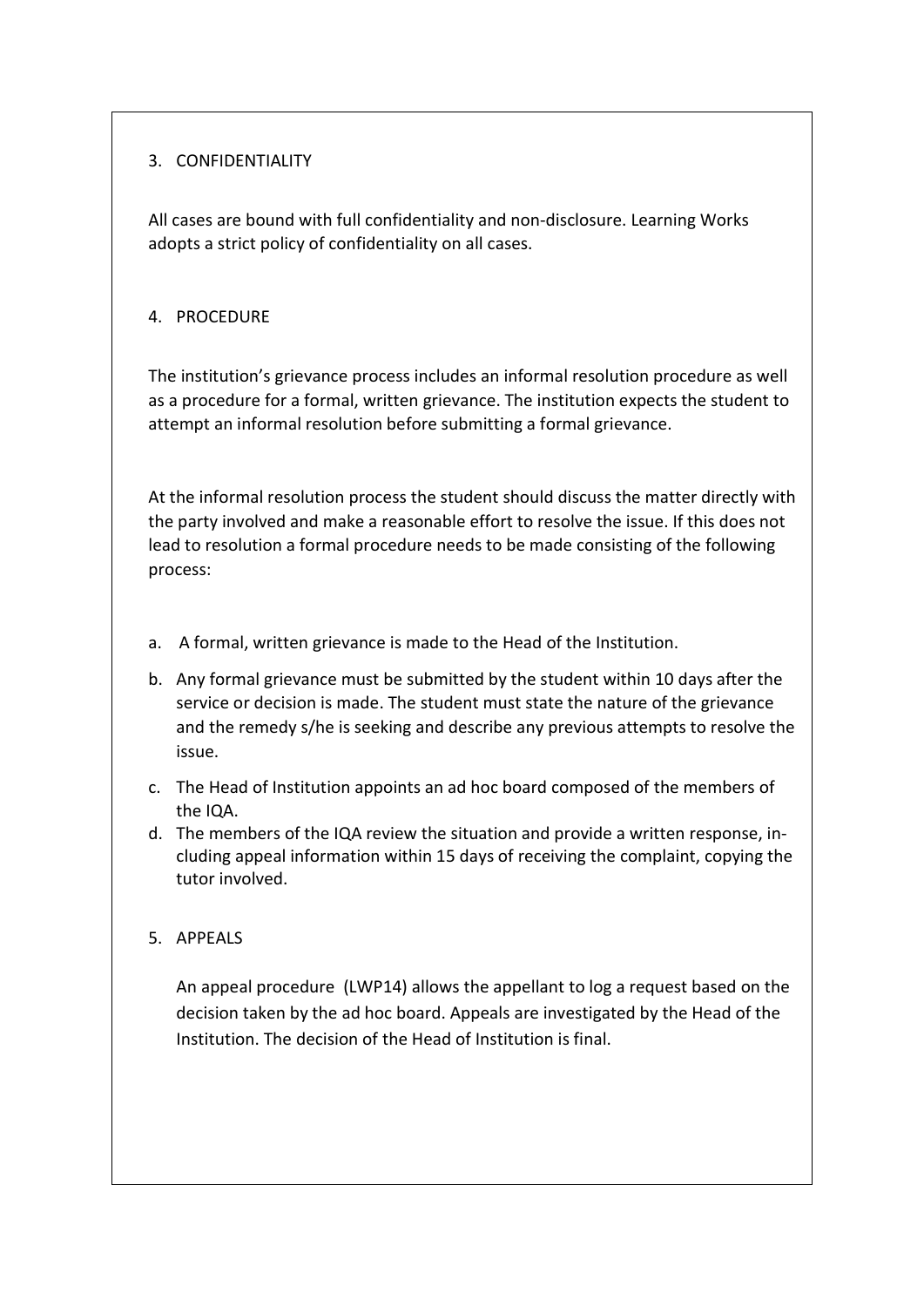## 3. CONFIDENTIALITY

All cases are bound with full confidentiality and non-disclosure. Learning Works adopts a strict policy of confidentiality on all cases.

## 4. PROCEDURE

The institution's grievance process includes an informal resolution procedure as well as a procedure for a formal, written grievance. The institution expects the student to attempt an informal resolution before submitting a formal grievance.

At the informal resolution process the student should discuss the matter directly with the party involved and make a reasonable effort to resolve the issue. If this does not lead to resolution a formal procedure needs to be made consisting of the following process:

a. A formal, written grievance is made to the Head of the Institution.

b. Any formal grievance must be submitted by the student within 10 days after the service or decision is made. The student must state the nature of the grievance and the remedy s/he is seeking and describe any previous attempts to resolve the issue.

c. The Head of Institution appoints an ad hoc board composed of the members of the IQA.

d. The members of the IQA review the situation and provide a written response, including appeal information within 15 days of receiving the complaint, copying the tutor involved.

## 5. APPEALS

An appeal procedure (LWP14) allows the appellant to log a request based on the decision taken by the ad hoc board. Appeals are investigated by the Head of the Institution. The decision of the Head of Institution is final.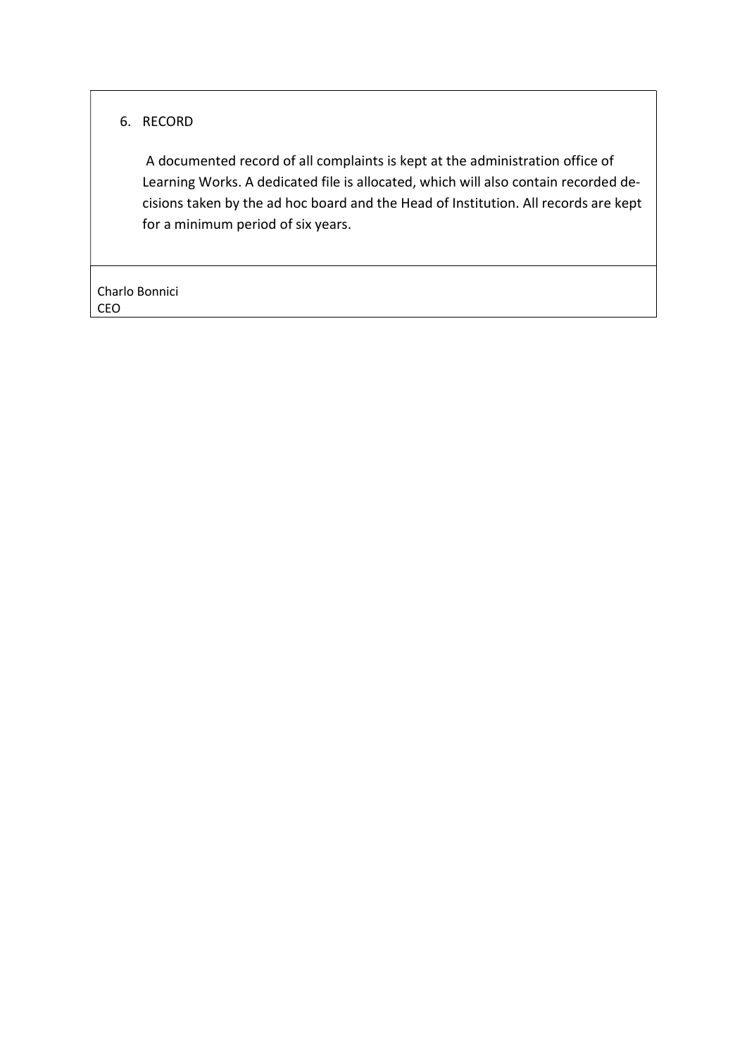## 6. RECORD

A documented record of all complaints is kept at the administration office of Learning Works. A dedicated file is allocated, which will also contain recorded decisions taken by the ad hoc board and the Head of Institution. All records are kept for a minimum period of six years.

Charlo Bonnici
CEO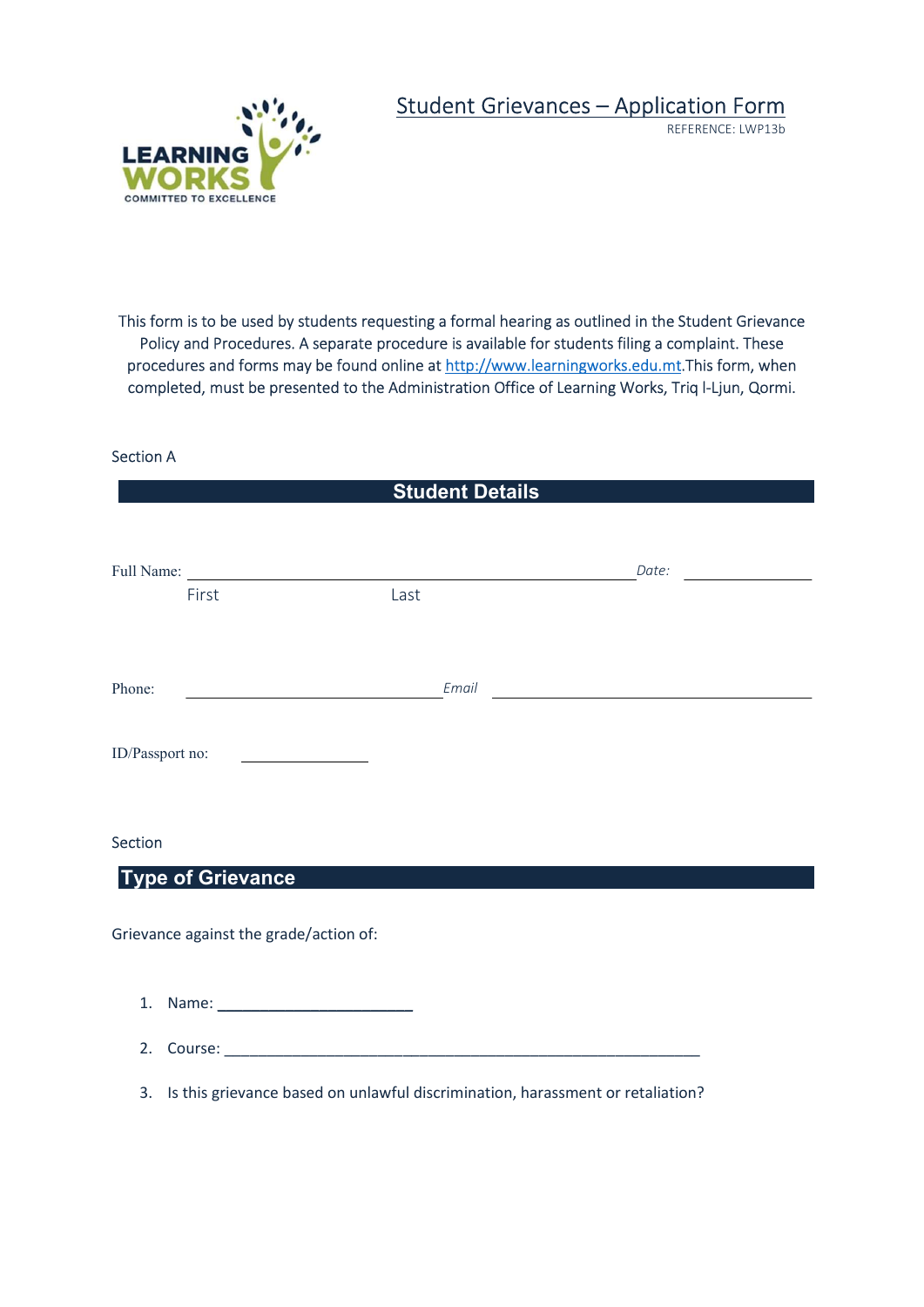# Student Grievances – Application Form

REFERENCE: LWP13b

This form is to be used by students requesting a formal hearing as outlined in the Student Grievance Policy and Procedures. A separate procedure is available for students filing a complaint. These procedures and forms may be found online at http://www.learningworks.edu.mt.This form, when completed, must be presented to the Administration Office of Learning Works, Triq l-Ljun, Qormi.

Section A

## Student Details

Full Name: ______________________________________ *Date:* ____________

First Last

Phone: ______________________ *Email* ______________________________

ID/Passport no: ____________

Section

## Type of Grievance

Grievance against the grade/action of:

1. Name: ______________________
2. Course: ______________________________________________________
3. Is this grievance based on unlawful discrimination, harassment or retaliation?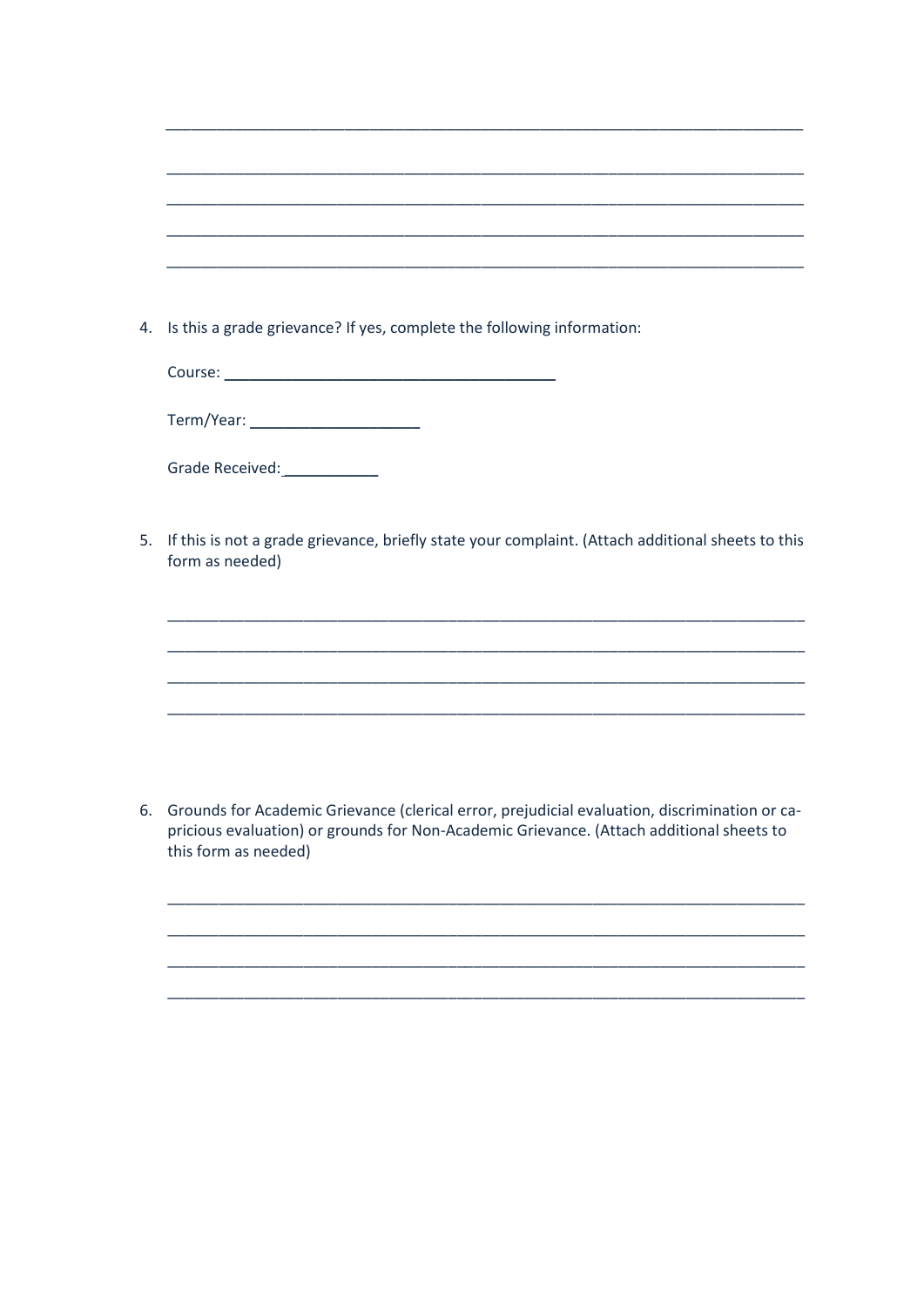\_\_\_\_\_\_\_\_\_\_\_\_\_\_\_\_\_\_\_\_\_\_\_\_\_\_\_\_\_\_\_\_\_\_\_\_\_\_\_\_\_\_\_\_\_\_\_\_\_\_\_\_\_\_\_\_\_\_\_\_\_\_\_\_\_\_\_\_\_\_\_\_\_\_

\_\_\_\_\_\_\_\_\_\_\_\_\_\_\_\_\_\_\_\_\_\_\_\_\_\_\_\_\_\_\_\_\_\_\_\_\_\_\_\_\_\_\_\_\_\_\_\_\_\_\_\_\_\_\_\_\_\_\_\_\_\_\_\_\_\_\_\_\_\_\_\_\_\_

\_\_\_\_\_\_\_\_\_\_\_\_\_\_\_\_\_\_\_\_\_\_\_\_\_\_\_\_\_\_\_\_\_\_\_\_\_\_\_\_\_\_\_\_\_\_\_\_\_\_\_\_\_\_\_\_\_\_\_\_\_\_\_\_\_\_\_\_\_\_\_\_\_\_

\_\_\_\_\_\_\_\_\_\_\_\_\_\_\_\_\_\_\_\_\_\_\_\_\_\_\_\_\_\_\_\_\_\_\_\_\_\_\_\_\_\_\_\_\_\_\_\_\_\_\_\_\_\_\_\_\_\_\_\_\_\_\_\_\_\_\_\_\_\_\_\_\_\_

\_\_\_\_\_\_\_\_\_\_\_\_\_\_\_\_\_\_\_\_\_\_\_\_\_\_\_\_\_\_\_\_\_\_\_\_\_\_\_\_\_\_\_\_\_\_\_\_\_\_\_\_\_\_\_\_\_\_\_\_\_\_\_\_\_\_\_\_\_\_\_\_\_\_

4. Is this a grade grievance? If yes, complete the following information:

   Course: \_\_\_\_\_\_\_\_\_\_\_\_\_\_\_\_\_\_\_\_\_\_\_\_\_\_\_\_\_\_\_\_\_\_\_\_\_\_

   Term/Year: \_\_\_\_\_\_\_\_\_\_\_\_\_\_\_\_\_\_\_\_

   Grade Received: \_\_\_\_\_\_\_\_\_\_\_

5. If this is not a grade grievance, briefly state your complaint. (Attach additional sheets to this form as needed)

   \_\_\_\_\_\_\_\_\_\_\_\_\_\_\_\_\_\_\_\_\_\_\_\_\_\_\_\_\_\_\_\_\_\_\_\_\_\_\_\_\_\_\_\_\_\_\_\_\_\_\_\_\_\_\_\_\_\_\_\_\_\_\_\_\_\_\_\_\_\_\_\_\_\_

   \_\_\_\_\_\_\_\_\_\_\_\_\_\_\_\_\_\_\_\_\_\_\_\_\_\_\_\_\_\_\_\_\_\_\_\_\_\_\_\_\_\_\_\_\_\_\_\_\_\_\_\_\_\_\_\_\_\_\_\_\_\_\_\_\_\_\_\_\_\_\_\_\_\_

   \_\_\_\_\_\_\_\_\_\_\_\_\_\_\_\_\_\_\_\_\_\_\_\_\_\_\_\_\_\_\_\_\_\_\_\_\_\_\_\_\_\_\_\_\_\_\_\_\_\_\_\_\_\_\_\_\_\_\_\_\_\_\_\_\_\_\_\_\_\_\_\_\_\_

   \_\_\_\_\_\_\_\_\_\_\_\_\_\_\_\_\_\_\_\_\_\_\_\_\_\_\_\_\_\_\_\_\_\_\_\_\_\_\_\_\_\_\_\_\_\_\_\_\_\_\_\_\_\_\_\_\_\_\_\_\_\_\_\_\_\_\_\_\_\_\_\_\_\_

6. Grounds for Academic Grievance (clerical error, prejudicial evaluation, discrimination or capricious evaluation) or grounds for Non-Academic Grievance. (Attach additional sheets to this form as needed)

   \_\_\_\_\_\_\_\_\_\_\_\_\_\_\_\_\_\_\_\_\_\_\_\_\_\_\_\_\_\_\_\_\_\_\_\_\_\_\_\_\_\_\_\_\_\_\_\_\_\_\_\_\_\_\_\_\_\_\_\_\_\_\_\_\_\_\_\_\_\_\_\_\_\_

   \_\_\_\_\_\_\_\_\_\_\_\_\_\_\_\_\_\_\_\_\_\_\_\_\_\_\_\_\_\_\_\_\_\_\_\_\_\_\_\_\_\_\_\_\_\_\_\_\_\_\_\_\_\_\_\_\_\_\_\_\_\_\_\_\_\_\_\_\_\_\_\_\_\_

   \_\_\_\_\_\_\_\_\_\_\_\_\_\_\_\_\_\_\_\_\_\_\_\_\_\_\_\_\_\_\_\_\_\_\_\_\_\_\_\_\_\_\_\_\_\_\_\_\_\_\_\_\_\_\_\_\_\_\_\_\_\_\_\_\_\_\_\_\_\_\_\_\_\_

   \_\_\_\_\_\_\_\_\_\_\_\_\_\_\_\_\_\_\_\_\_\_\_\_\_\_\_\_\_\_\_\_\_\_\_\_\_\_\_\_\_\_\_\_\_\_\_\_\_\_\_\_\_\_\_\_\_\_\_\_\_\_\_\_\_\_\_\_\_\_\_\_\_\_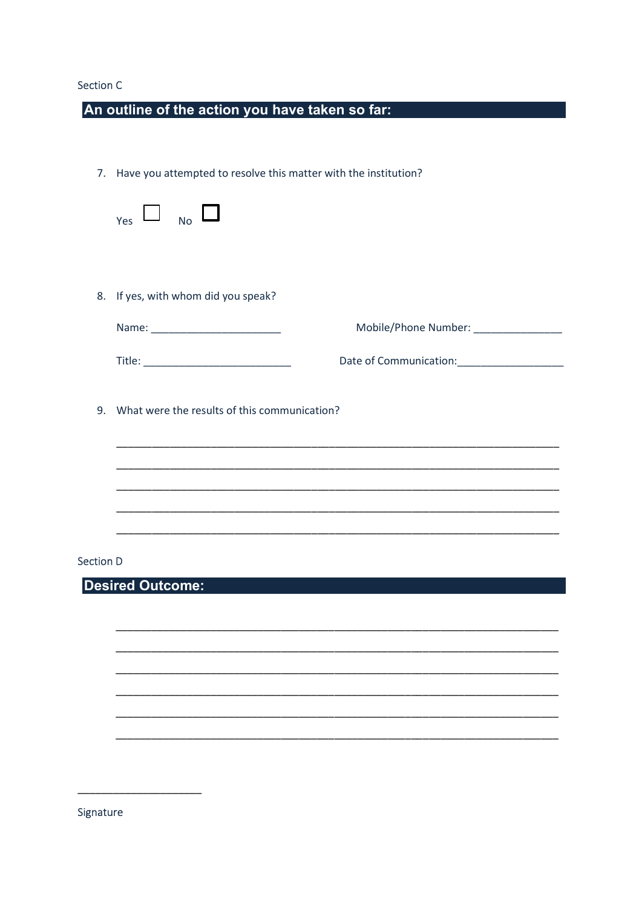Section C

## An outline of the action you have taken so far:

7. Have you attempted to resolve this matter with the institution?

   Yes ☐ No ☐

8. If yes, with whom did you speak?

   Name: ______________________ Mobile/Phone Number: _______________

   Title: _________________________ Date of Communication:__________________

9. What were the results of this communication?

   ___________________________________________________________________________

   ___________________________________________________________________________

   ___________________________________________________________________________

   ___________________________________________________________________________

   ___________________________________________________________________________

Section D

## Desired Outcome:

___________________________________________________________________________

___________________________________________________________________________

___________________________________________________________________________

___________________________________________________________________________

___________________________________________________________________________

___________________________________________________________________________

_____________________

Signature